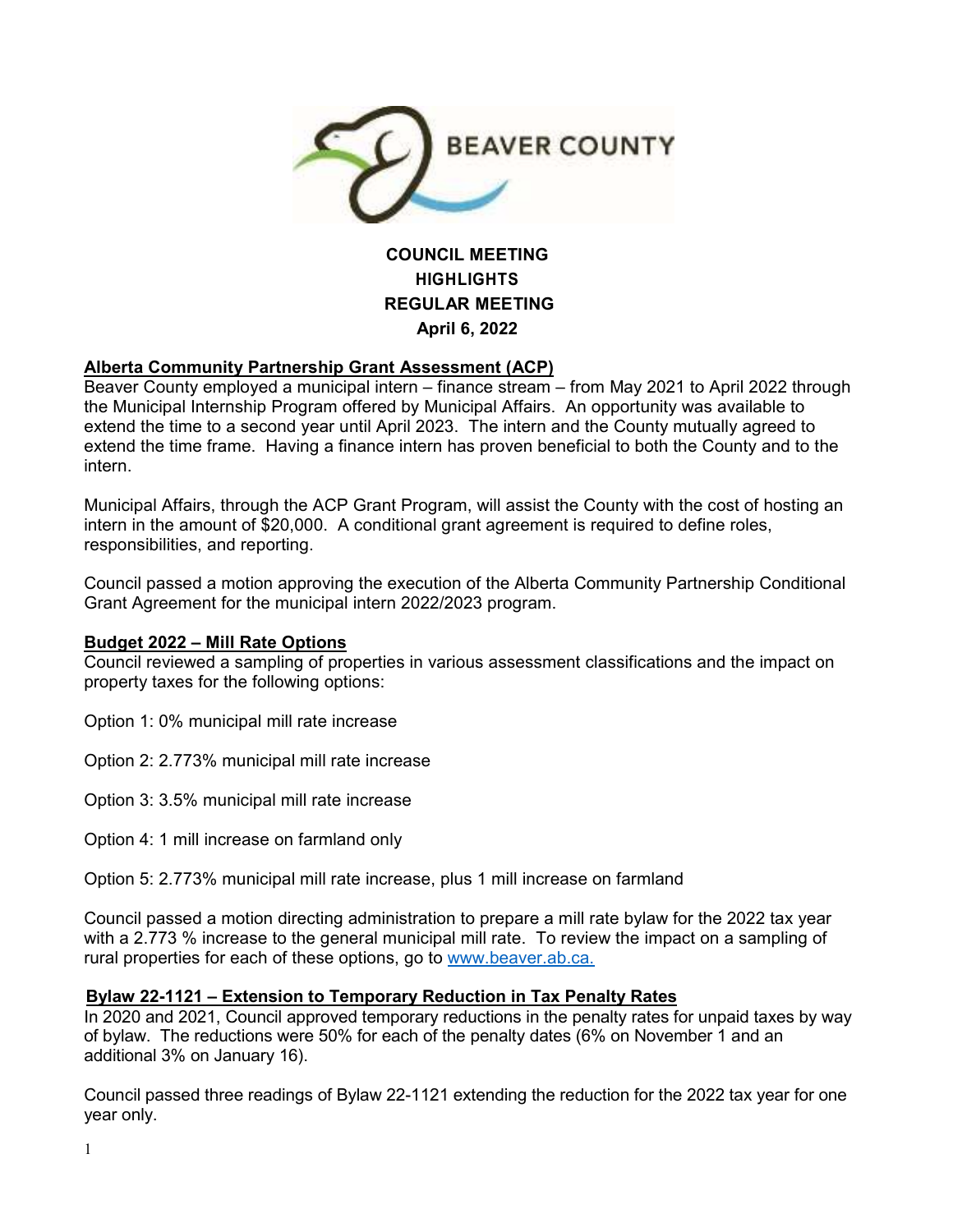BEAVER COUNTY

# COUNCIL MEETING HIGHLIGHTS REGULAR MEETING April 6, 2022

## Alberta Community Partnership Grant Assessment (ACP)

Beaver County employed a municipal intern – finance stream – from May 2021 to April 2022 through the Municipal Internship Program offered by Municipal Affairs. An opportunity was available to extend the time to a second year until April 2023. The intern and the County mutually agreed to extend the time frame. Having a finance intern has proven beneficial to both the County and to the intern.

Municipal Affairs, through the ACP Grant Program, will assist the County with the cost of hosting an intern in the amount of $20,000. A conditional grant agreement is required to define roles, responsibilities, and reporting.

Council passed a motion approving the execution of the Alberta Community Partnership Conditional Grant Agreement for the municipal intern 2022/2023 program.

## Budget 2022 – Mill Rate Options

Council reviewed a sampling of properties in various assessment classifications and the impact on property taxes for the following options:

Option 1: 0% municipal mill rate increase

Option 2: 2.773% municipal mill rate increase

Option 3: 3.5% municipal mill rate increase

Option 4: 1 mill increase on farmland only

Option 5: 2.773% municipal mill rate increase, plus 1 mill increase on farmland

Council passed a motion directing administration to prepare a mill rate bylaw for the 2022 tax year with a 2.773 % increase to the general municipal mill rate. To review the impact on a sampling of rural properties for each of these options, go to www.beaver.ab.ca.

## Bylaw 22-1121 – Extension to Temporary Reduction in Tax Penalty Rates

In 2020 and 2021, Council approved temporary reductions in the penalty rates for unpaid taxes by way of bylaw. The reductions were 50% for each of the penalty dates (6% on November 1 and an additional 3% on January 16).

Council passed three readings of Bylaw 22-1121 extending the reduction for the 2022 tax year for one year only.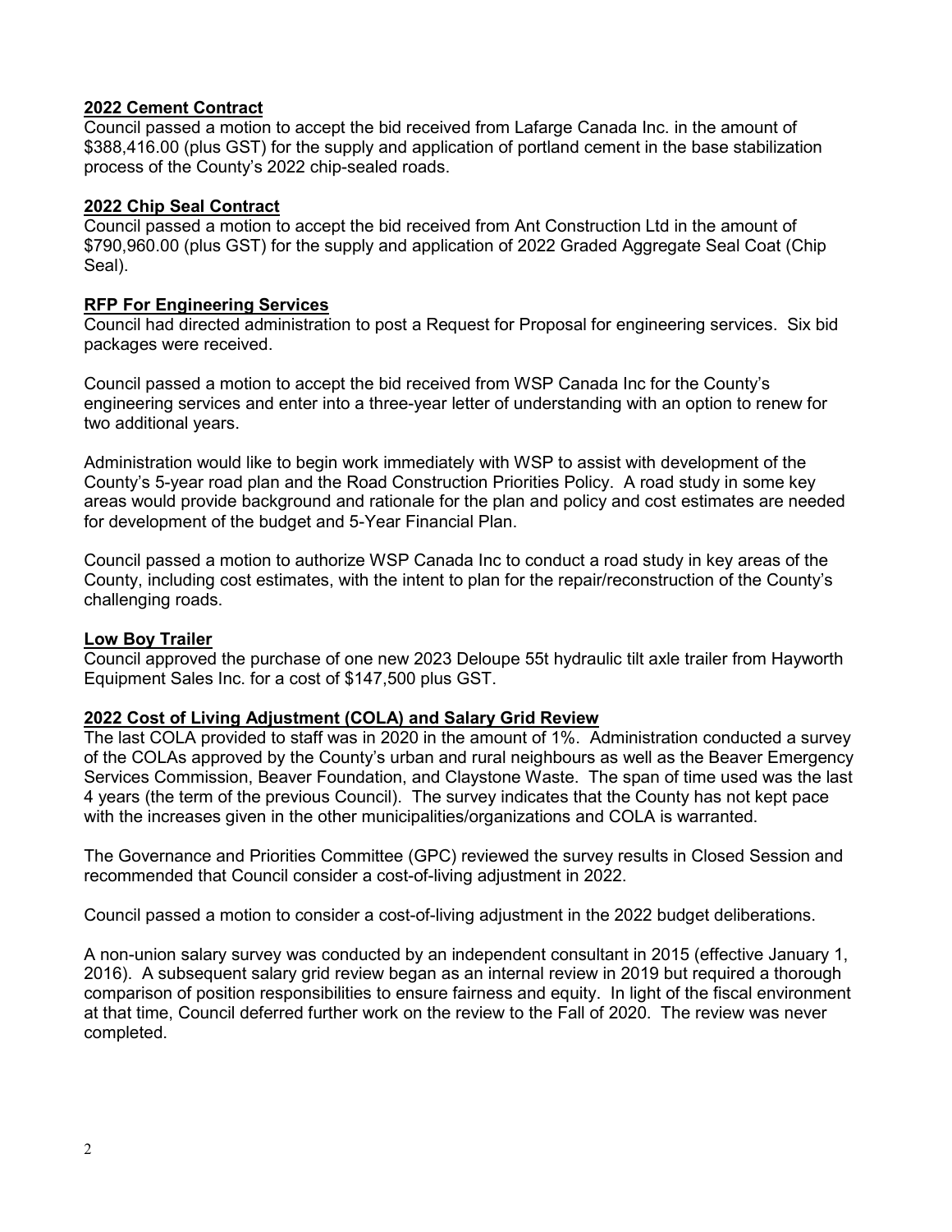**2022 Cement Contract**

Council passed a motion to accept the bid received from Lafarge Canada Inc. in the amount of $388,416.00 (plus GST) for the supply and application of portland cement in the base stabilization process of the County's 2022 chip-sealed roads.

**2022 Chip Seal Contract**

Council passed a motion to accept the bid received from Ant Construction Ltd in the amount of $790,960.00 (plus GST) for the supply and application of 2022 Graded Aggregate Seal Coat (Chip Seal).

**RFP For Engineering Services**

Council had directed administration to post a Request for Proposal for engineering services. Six bid packages were received.

Council passed a motion to accept the bid received from WSP Canada Inc for the County's engineering services and enter into a three-year letter of understanding with an option to renew for two additional years.

Administration would like to begin work immediately with WSP to assist with development of the County's 5-year road plan and the Road Construction Priorities Policy. A road study in some key areas would provide background and rationale for the plan and policy and cost estimates are needed for development of the budget and 5-Year Financial Plan.

Council passed a motion to authorize WSP Canada Inc to conduct a road study in key areas of the County, including cost estimates, with the intent to plan for the repair/reconstruction of the County's challenging roads.

**Low Boy Trailer**

Council approved the purchase of one new 2023 Deloupe 55t hydraulic tilt axle trailer from Hayworth Equipment Sales Inc. for a cost of $147,500 plus GST.

**2022 Cost of Living Adjustment (COLA) and Salary Grid Review**

The last COLA provided to staff was in 2020 in the amount of 1%. Administration conducted a survey of the COLAs approved by the County's urban and rural neighbours as well as the Beaver Emergency Services Commission, Beaver Foundation, and Claystone Waste. The span of time used was the last 4 years (the term of the previous Council). The survey indicates that the County has not kept pace with the increases given in the other municipalities/organizations and COLA is warranted.

The Governance and Priorities Committee (GPC) reviewed the survey results in Closed Session and recommended that Council consider a cost-of-living adjustment in 2022.

Council passed a motion to consider a cost-of-living adjustment in the 2022 budget deliberations.

A non-union salary survey was conducted by an independent consultant in 2015 (effective January 1, 2016). A subsequent salary grid review began as an internal review in 2019 but required a thorough comparison of position responsibilities to ensure fairness and equity. In light of the fiscal environment at that time, Council deferred further work on the review to the Fall of 2020. The review was never completed.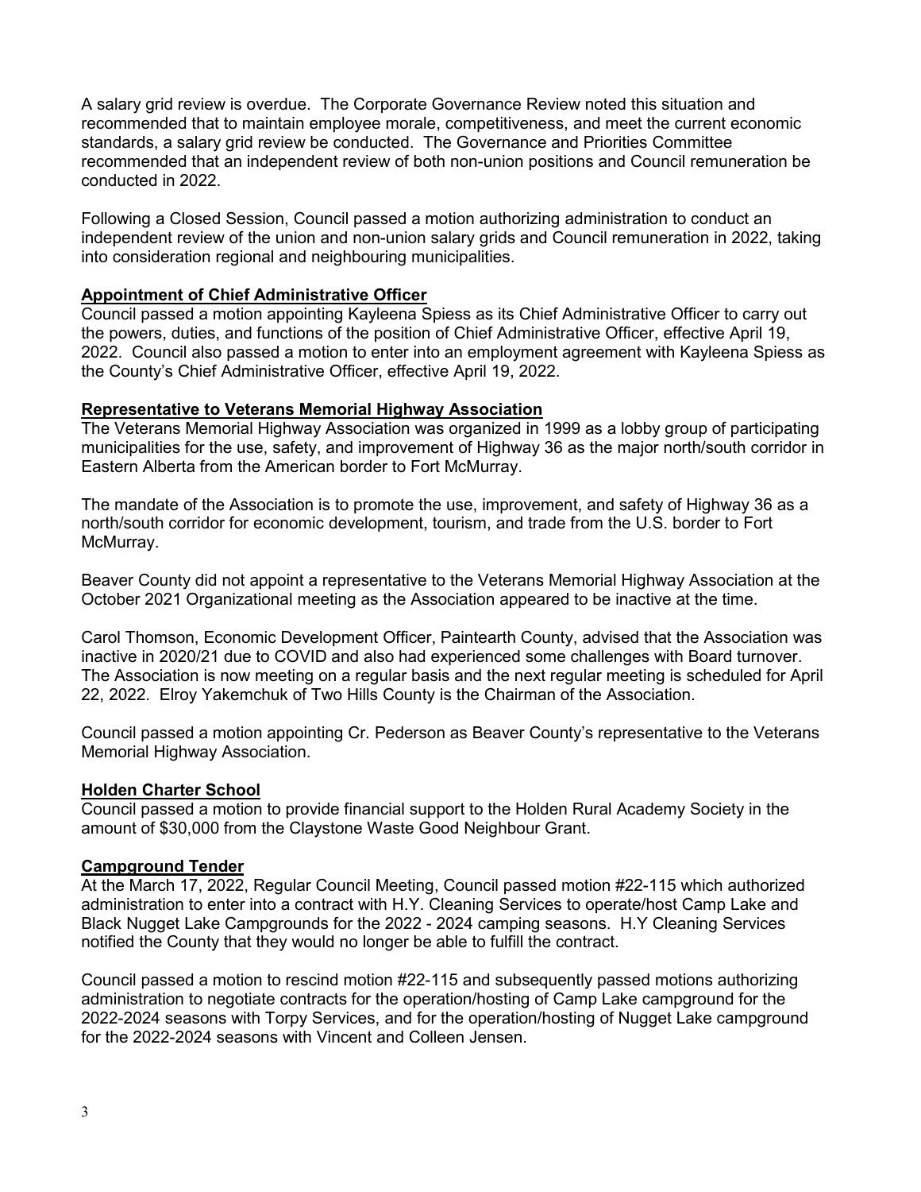A salary grid review is overdue. The Corporate Governance Review noted this situation and recommended that to maintain employee morale, competitiveness, and meet the current economic standards, a salary grid review be conducted. The Governance and Priorities Committee recommended that an independent review of both non-union positions and Council remuneration be conducted in 2022.

Following a Closed Session, Council passed a motion authorizing administration to conduct an independent review of the union and non-union salary grids and Council remuneration in 2022, taking into consideration regional and neighbouring municipalities.

**Appointment of Chief Administrative Officer**

Council passed a motion appointing Kayleena Spiess as its Chief Administrative Officer to carry out the powers, duties, and functions of the position of Chief Administrative Officer, effective April 19, 2022. Council also passed a motion to enter into an employment agreement with Kayleena Spiess as the County's Chief Administrative Officer, effective April 19, 2022.

**Representative to Veterans Memorial Highway Association**

The Veterans Memorial Highway Association was organized in 1999 as a lobby group of participating municipalities for the use, safety, and improvement of Highway 36 as the major north/south corridor in Eastern Alberta from the American border to Fort McMurray.

The mandate of the Association is to promote the use, improvement, and safety of Highway 36 as a north/south corridor for economic development, tourism, and trade from the U.S. border to Fort McMurray.

Beaver County did not appoint a representative to the Veterans Memorial Highway Association at the October 2021 Organizational meeting as the Association appeared to be inactive at the time.

Carol Thomson, Economic Development Officer, Paintearth County, advised that the Association was inactive in 2020/21 due to COVID and also had experienced some challenges with Board turnover. The Association is now meeting on a regular basis and the next regular meeting is scheduled for April 22, 2022. Elroy Yakemchuk of Two Hills County is the Chairman of the Association.

Council passed a motion appointing Cr. Pederson as Beaver County's representative to the Veterans Memorial Highway Association.

**Holden Charter School**

Council passed a motion to provide financial support to the Holden Rural Academy Society in the amount of $30,000 from the Claystone Waste Good Neighbour Grant.

**Campground Tender**

At the March 17, 2022, Regular Council Meeting, Council passed motion #22-115 which authorized administration to enter into a contract with H.Y. Cleaning Services to operate/host Camp Lake and Black Nugget Lake Campgrounds for the 2022 - 2024 camping seasons. H.Y Cleaning Services notified the County that they would no longer be able to fulfill the contract.

Council passed a motion to rescind motion #22-115 and subsequently passed motions authorizing administration to negotiate contracts for the operation/hosting of Camp Lake campground for the 2022-2024 seasons with Torpy Services, and for the operation/hosting of Nugget Lake campground for the 2022-2024 seasons with Vincent and Colleen Jensen.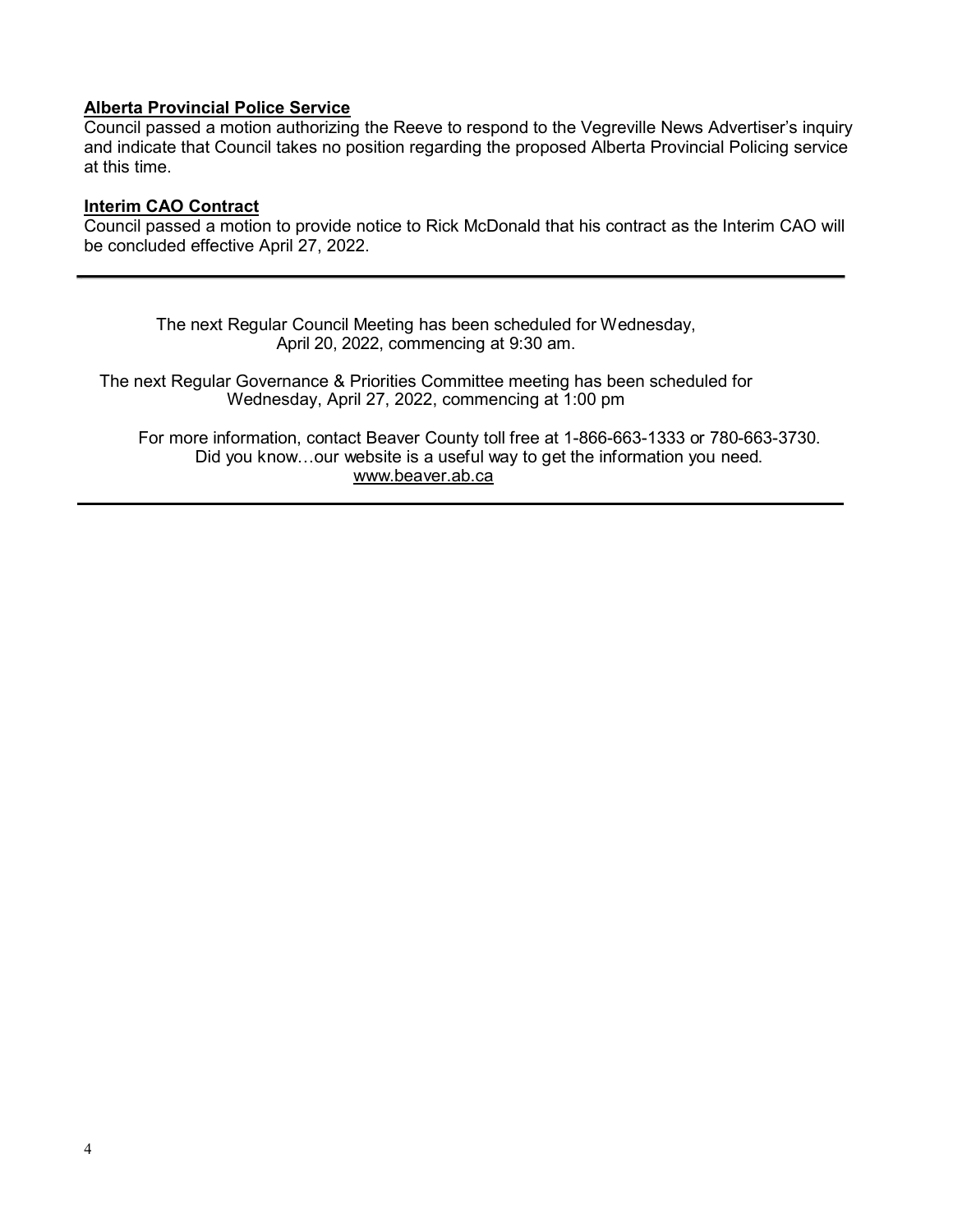**Alberta Provincial Police Service**

Council passed a motion authorizing the Reeve to respond to the Vegreville News Advertiser's inquiry and indicate that Council takes no position regarding the proposed Alberta Provincial Policing service at this time.

**Interim CAO Contract**

Council passed a motion to provide notice to Rick McDonald that his contract as the Interim CAO will be concluded effective April 27, 2022.

---

The next Regular Council Meeting has been scheduled for Wednesday, April 20, 2022, commencing at 9:30 am.

The next Regular Governance & Priorities Committee meeting has been scheduled for Wednesday, April 27, 2022, commencing at 1:00 pm

For more information, contact Beaver County toll free at 1-866-663-1333 or 780-663-3730.
Did you know…our website is a useful way to get the information you need.
www.beaver.ab.ca

---